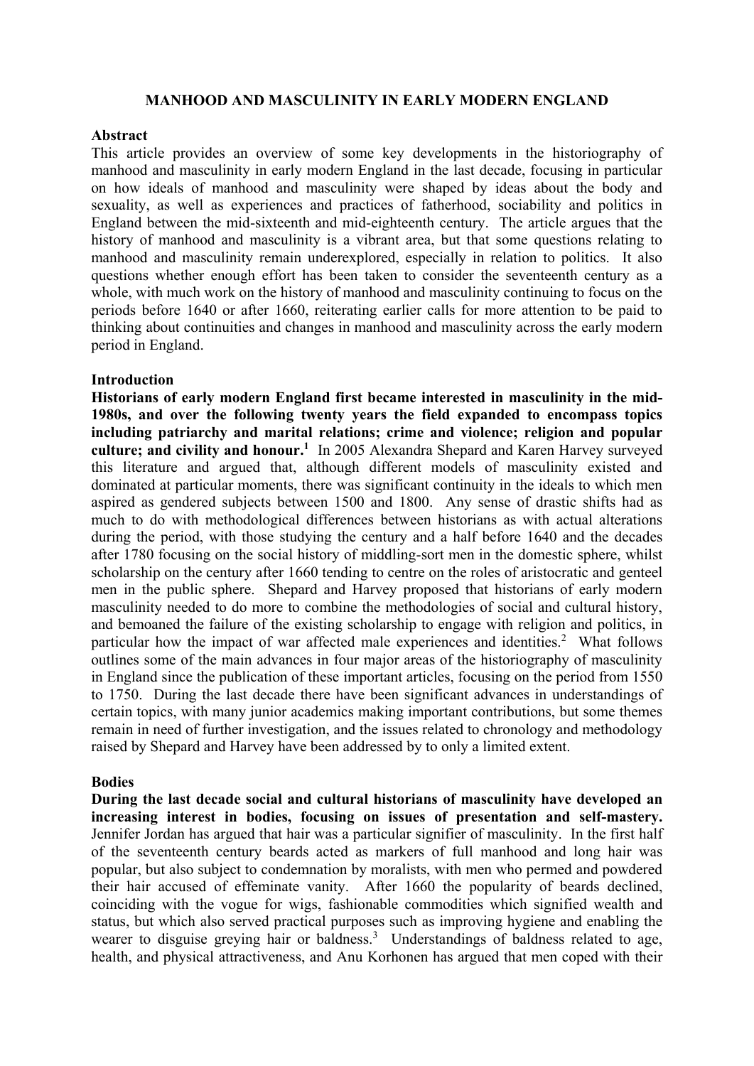# MANHOOD AND MASCULINITY IN EARLY MODERN ENGLAND

## Abstract

This article provides an overview of some key developments in the historiography of manhood and masculinity in early modern England in the last decade, focusing in particular on how ideals of manhood and masculinity were shaped by ideas about the body and sexuality, as well as experiences and practices of fatherhood, sociability and politics in England between the mid-sixteenth and mid-eighteenth century. The article argues that the history of manhood and masculinity is a vibrant area, but that some questions relating to manhood and masculinity remain underexplored, especially in relation to politics. It also questions whether enough effort has been taken to consider the seventeenth century as a whole, with much work on the history of manhood and masculinity continuing to focus on the periods before 1640 or after 1660, reiterating earlier calls for more attention to be paid to thinking about continuities and changes in manhood and masculinity across the early modern period in England.

## Introduction

**Historians of early modern England first became interested in masculinity in the mid-1980s, and over the following twenty years the field expanded to encompass topics including patriarchy and marital relations; crime and violence; religion and popular culture; and civility and honour.[1]** In 2005 Alexandra Shepard and Karen Harvey surveyed this literature and argued that, although different models of masculinity existed and dominated at particular moments, there was significant continuity in the ideals to which men aspired as gendered subjects between 1500 and 1800. Any sense of drastic shifts had as much to do with methodological differences between historians as with actual alterations during the period, with those studying the century and a half before 1640 and the decades after 1780 focusing on the social history of middling-sort men in the domestic sphere, whilst scholarship on the century after 1660 tending to centre on the roles of aristocratic and genteel men in the public sphere. Shepard and Harvey proposed that historians of early modern masculinity needed to do more to combine the methodologies of social and cultural history, and bemoaned the failure of the existing scholarship to engage with religion and politics, in particular how the impact of war affected male experiences and identities.[2] What follows outlines some of the main advances in four major areas of the historiography of masculinity in England since the publication of these important articles, focusing on the period from 1550 to 1750. During the last decade there have been significant advances in understandings of certain topics, with many junior academics making important contributions, but some themes remain in need of further investigation, and the issues related to chronology and methodology raised by Shepard and Harvey have been addressed by to only a limited extent.

## Bodies

**During the last decade social and cultural historians of masculinity have developed an increasing interest in bodies, focusing on issues of presentation and self-mastery.** Jennifer Jordan has argued that hair was a particular signifier of masculinity. In the first half of the seventeenth century beards acted as markers of full manhood and long hair was popular, but also subject to condemnation by moralists, with men who permed and powdered their hair accused of effeminate vanity. After 1660 the popularity of beards declined, coinciding with the vogue for wigs, fashionable commodities which signified wealth and status, but which also served practical purposes such as improving hygiene and enabling the wearer to disguise greying hair or baldness.[3] Understandings of baldness related to age, health, and physical attractiveness, and Anu Korhonen has argued that men coped with their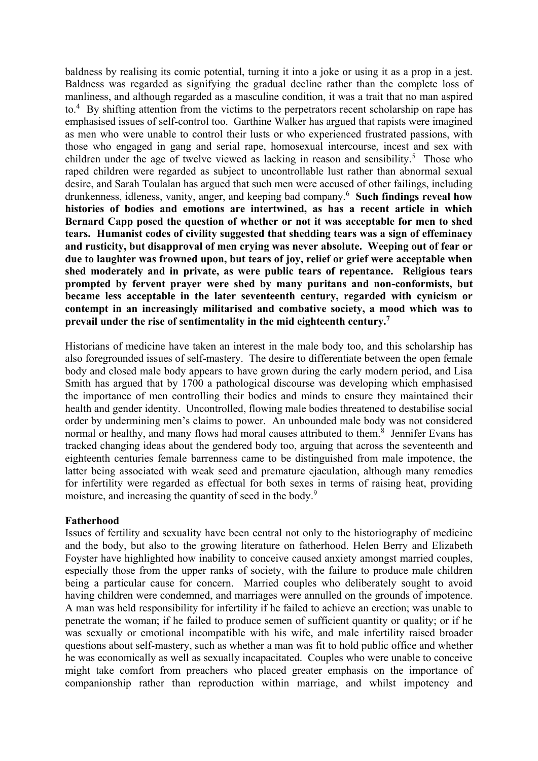baldness by realising its comic potential, turning it into a joke or using it as a prop in a jest. Baldness was regarded as signifying the gradual decline rather than the complete loss of manliness, and although regarded as a masculine condition, it was a trait that no man aspired to.[4] By shifting attention from the victims to the perpetrators recent scholarship on rape has emphasised issues of self-control too. Garthine Walker has argued that rapists were imagined as men who were unable to control their lusts or who experienced frustrated passions, with those who engaged in gang and serial rape, homosexual intercourse, incest and sex with children under the age of twelve viewed as lacking in reason and sensibility.[5] Those who raped children were regarded as subject to uncontrollable lust rather than abnormal sexual desire, and Sarah Toulalan has argued that such men were accused of other failings, including drunkenness, idleness, vanity, anger, and keeping bad company.[6] **Such findings reveal how histories of bodies and emotions are intertwined, as has a recent article in which Bernard Capp posed the question of whether or not it was acceptable for men to shed tears. Humanist codes of civility suggested that shedding tears was a sign of effeminacy and rusticity, but disapproval of men crying was never absolute. Weeping out of fear or due to laughter was frowned upon, but tears of joy, relief or grief were acceptable when shed moderately and in private, as were public tears of repentance. Religious tears prompted by fervent prayer were shed by many puritans and non-conformists, but became less acceptable in the later seventeenth century, regarded with cynicism or contempt in an increasingly militarised and combative society, a mood which was to prevail under the rise of sentimentality in the mid eighteenth century.[7]**

Historians of medicine have taken an interest in the male body too, and this scholarship has also foregrounded issues of self-mastery. The desire to differentiate between the open female body and closed male body appears to have grown during the early modern period, and Lisa Smith has argued that by 1700 a pathological discourse was developing which emphasised the importance of men controlling their bodies and minds to ensure they maintained their health and gender identity. Uncontrolled, flowing male bodies threatened to destabilise social order by undermining men's claims to power. An unbounded male body was not considered normal or healthy, and many flows had moral causes attributed to them.[8] Jennifer Evans has tracked changing ideas about the gendered body too, arguing that across the seventeenth and eighteenth centuries female barrenness came to be distinguished from male impotence, the latter being associated with weak seed and premature ejaculation, although many remedies for infertility were regarded as effectual for both sexes in terms of raising heat, providing moisture, and increasing the quantity of seed in the body.[9]

**Fatherhood**

Issues of fertility and sexuality have been central not only to the historiography of medicine and the body, but also to the growing literature on fatherhood. Helen Berry and Elizabeth Foyster have highlighted how inability to conceive caused anxiety amongst married couples, especially those from the upper ranks of society, with the failure to produce male children being a particular cause for concern. Married couples who deliberately sought to avoid having children were condemned, and marriages were annulled on the grounds of impotence. A man was held responsibility for infertility if he failed to achieve an erection; was unable to penetrate the woman; if he failed to produce semen of sufficient quantity or quality; or if he was sexually or emotional incompatible with his wife, and male infertility raised broader questions about self-mastery, such as whether a man was fit to hold public office and whether he was economically as well as sexually incapacitated. Couples who were unable to conceive might take comfort from preachers who placed greater emphasis on the importance of companionship rather than reproduction within marriage, and whilst impotency and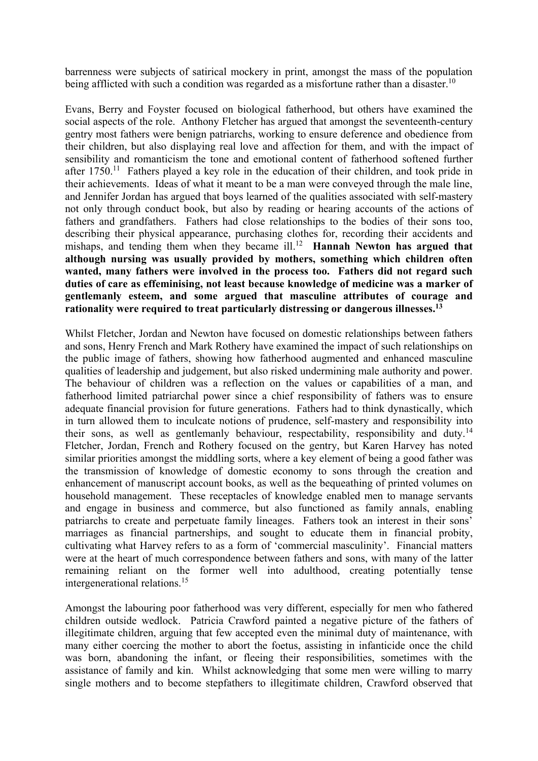barrenness were subjects of satirical mockery in print, amongst the mass of the population being afflicted with such a condition was regarded as a misfortune rather than a disaster.[10]

Evans, Berry and Foyster focused on biological fatherhood, but others have examined the social aspects of the role. Anthony Fletcher has argued that amongst the seventeenth-century gentry most fathers were benign patriarchs, working to ensure deference and obedience from their children, but also displaying real love and affection for them, and with the impact of sensibility and romanticism the tone and emotional content of fatherhood softened further after 1750.[11] Fathers played a key role in the education of their children, and took pride in their achievements. Ideas of what it meant to be a man were conveyed through the male line, and Jennifer Jordan has argued that boys learned of the qualities associated with self-mastery not only through conduct book, but also by reading or hearing accounts of the actions of fathers and grandfathers. Fathers had close relationships to the bodies of their sons too, describing their physical appearance, purchasing clothes for, recording their accidents and mishaps, and tending them when they became ill.[12] **Hannah Newton has argued that although nursing was usually provided by mothers, something which children often wanted, many fathers were involved in the process too. Fathers did not regard such duties of care as effeminising, not least because knowledge of medicine was a marker of gentlemanly esteem, and some argued that masculine attributes of courage and rationality were required to treat particularly distressing or dangerous illnesses.[13]**

Whilst Fletcher, Jordan and Newton have focused on domestic relationships between fathers and sons, Henry French and Mark Rothery have examined the impact of such relationships on the public image of fathers, showing how fatherhood augmented and enhanced masculine qualities of leadership and judgement, but also risked undermining male authority and power. The behaviour of children was a reflection on the values or capabilities of a man, and fatherhood limited patriarchal power since a chief responsibility of fathers was to ensure adequate financial provision for future generations. Fathers had to think dynastically, which in turn allowed them to inculcate notions of prudence, self-mastery and responsibility into their sons, as well as gentlemanly behaviour, respectability, responsibility and duty.[14] Fletcher, Jordan, French and Rothery focused on the gentry, but Karen Harvey has noted similar priorities amongst the middling sorts, where a key element of being a good father was the transmission of knowledge of domestic economy to sons through the creation and enhancement of manuscript account books, as well as the bequeathing of printed volumes on household management. These receptacles of knowledge enabled men to manage servants and engage in business and commerce, but also functioned as family annals, enabling patriarchs to create and perpetuate family lineages. Fathers took an interest in their sons' marriages as financial partnerships, and sought to educate them in financial probity, cultivating what Harvey refers to as a form of 'commercial masculinity'. Financial matters were at the heart of much correspondence between fathers and sons, with many of the latter remaining reliant on the former well into adulthood, creating potentially tense intergenerational relations.[15]

Amongst the labouring poor fatherhood was very different, especially for men who fathered children outside wedlock. Patricia Crawford painted a negative picture of the fathers of illegitimate children, arguing that few accepted even the minimal duty of maintenance, with many either coercing the mother to abort the foetus, assisting in infanticide once the child was born, abandoning the infant, or fleeing their responsibilities, sometimes with the assistance of family and kin. Whilst acknowledging that some men were willing to marry single mothers and to become stepfathers to illegitimate children, Crawford observed that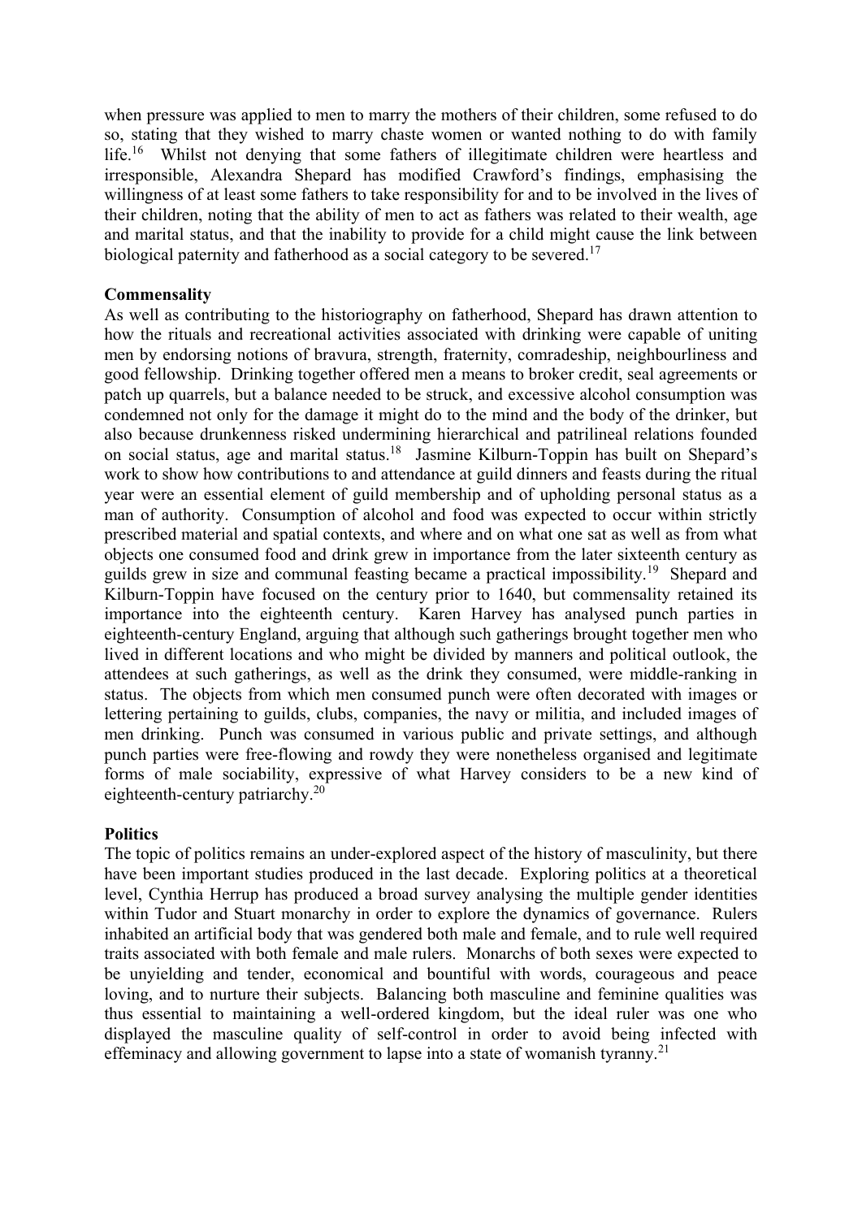when pressure was applied to men to marry the mothers of their children, some refused to do so, stating that they wished to marry chaste women or wanted nothing to do with family life.[16] Whilst not denying that some fathers of illegitimate children were heartless and irresponsible, Alexandra Shepard has modified Crawford's findings, emphasising the willingness of at least some fathers to take responsibility for and to be involved in the lives of their children, noting that the ability of men to act as fathers was related to their wealth, age and marital status, and that the inability to provide for a child might cause the link between biological paternity and fatherhood as a social category to be severed.[17]

**Commensality**

As well as contributing to the historiography on fatherhood, Shepard has drawn attention to how the rituals and recreational activities associated with drinking were capable of uniting men by endorsing notions of bravura, strength, fraternity, comradeship, neighbourliness and good fellowship. Drinking together offered men a means to broker credit, seal agreements or patch up quarrels, but a balance needed to be struck, and excessive alcohol consumption was condemned not only for the damage it might do to the mind and the body of the drinker, but also because drunkenness risked undermining hierarchical and patrilineal relations founded on social status, age and marital status.[18] Jasmine Kilburn-Toppin has built on Shepard's work to show how contributions to and attendance at guild dinners and feasts during the ritual year were an essential element of guild membership and of upholding personal status as a man of authority. Consumption of alcohol and food was expected to occur within strictly prescribed material and spatial contexts, and where and on what one sat as well as from what objects one consumed food and drink grew in importance from the later sixteenth century as guilds grew in size and communal feasting became a practical impossibility.[19] Shepard and Kilburn-Toppin have focused on the century prior to 1640, but commensality retained its importance into the eighteenth century. Karen Harvey has analysed punch parties in eighteenth-century England, arguing that although such gatherings brought together men who lived in different locations and who might be divided by manners and political outlook, the attendees at such gatherings, as well as the drink they consumed, were middle-ranking in status. The objects from which men consumed punch were often decorated with images or lettering pertaining to guilds, clubs, companies, the navy or militia, and included images of men drinking. Punch was consumed in various public and private settings, and although punch parties were free-flowing and rowdy they were nonetheless organised and legitimate forms of male sociability, expressive of what Harvey considers to be a new kind of eighteenth-century patriarchy.[20]

**Politics**

The topic of politics remains an under-explored aspect of the history of masculinity, but there have been important studies produced in the last decade. Exploring politics at a theoretical level, Cynthia Herrup has produced a broad survey analysing the multiple gender identities within Tudor and Stuart monarchy in order to explore the dynamics of governance. Rulers inhabited an artificial body that was gendered both male and female, and to rule well required traits associated with both female and male rulers. Monarchs of both sexes were expected to be unyielding and tender, economical and bountiful with words, courageous and peace loving, and to nurture their subjects. Balancing both masculine and feminine qualities was thus essential to maintaining a well-ordered kingdom, but the ideal ruler was one who displayed the masculine quality of self-control in order to avoid being infected with effeminacy and allowing government to lapse into a state of womanish tyranny.[21]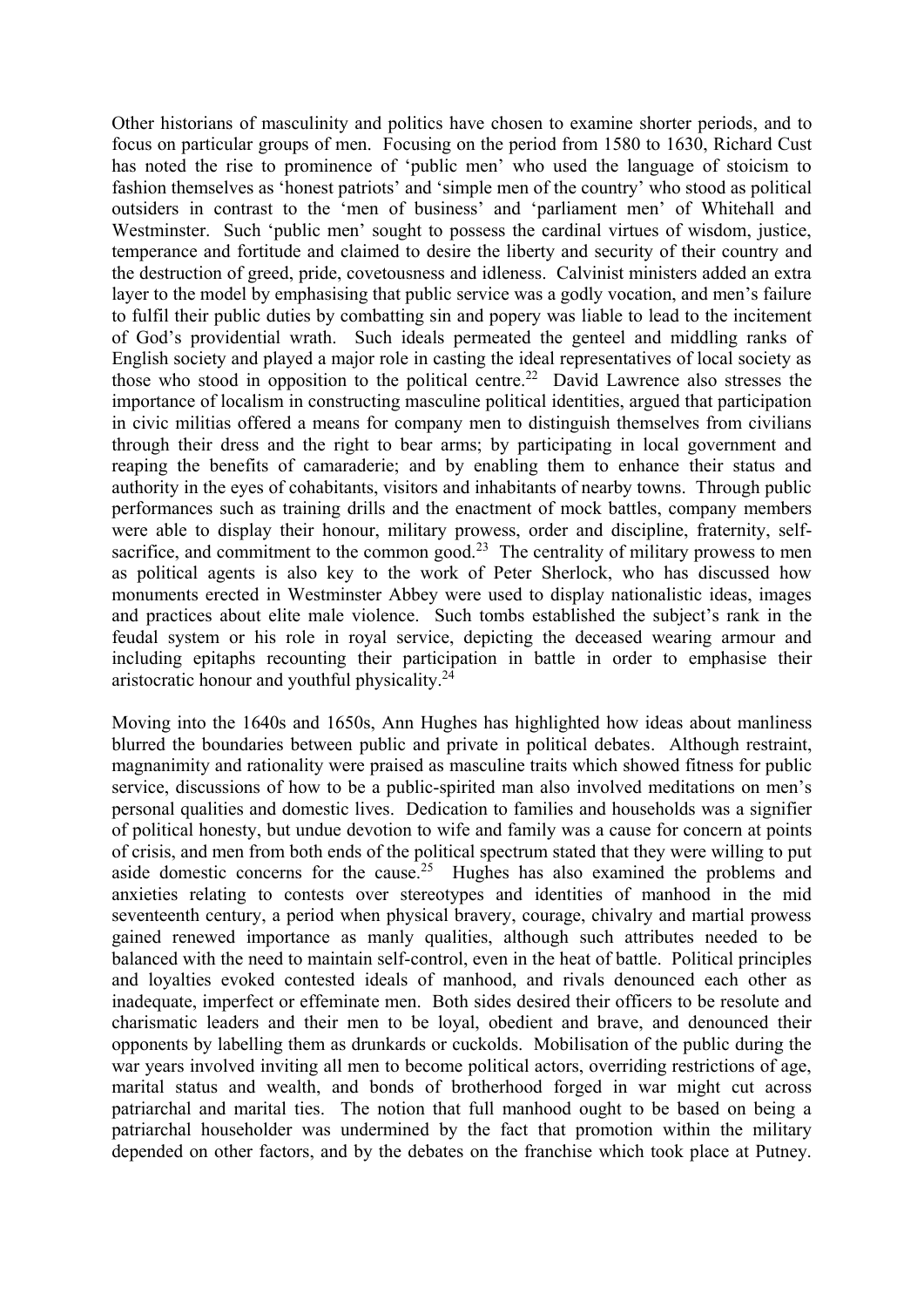Other historians of masculinity and politics have chosen to examine shorter periods, and to focus on particular groups of men. Focusing on the period from 1580 to 1630, Richard Cust has noted the rise to prominence of 'public men' who used the language of stoicism to fashion themselves as 'honest patriots' and 'simple men of the country' who stood as political outsiders in contrast to the 'men of business' and 'parliament men' of Whitehall and Westminster. Such 'public men' sought to possess the cardinal virtues of wisdom, justice, temperance and fortitude and claimed to desire the liberty and security of their country and the destruction of greed, pride, covetousness and idleness. Calvinist ministers added an extra layer to the model by emphasising that public service was a godly vocation, and men's failure to fulfil their public duties by combatting sin and popery was liable to lead to the incitement of God's providential wrath. Such ideals permeated the genteel and middling ranks of English society and played a major role in casting the ideal representatives of local society as those who stood in opposition to the political centre.[22] David Lawrence also stresses the importance of localism in constructing masculine political identities, argued that participation in civic militias offered a means for company men to distinguish themselves from civilians through their dress and the right to bear arms; by participating in local government and reaping the benefits of camaraderie; and by enabling them to enhance their status and authority in the eyes of cohabitants, visitors and inhabitants of nearby towns. Through public performances such as training drills and the enactment of mock battles, company members were able to display their honour, military prowess, order and discipline, fraternity, self-sacrifice, and commitment to the common good.[23] The centrality of military prowess to men as political agents is also key to the work of Peter Sherlock, who has discussed how monuments erected in Westminster Abbey were used to display nationalistic ideas, images and practices about elite male violence. Such tombs established the subject's rank in the feudal system or his role in royal service, depicting the deceased wearing armour and including epitaphs recounting their participation in battle in order to emphasise their aristocratic honour and youthful physicality.[24]

Moving into the 1640s and 1650s, Ann Hughes has highlighted how ideas about manliness blurred the boundaries between public and private in political debates. Although restraint, magnanimity and rationality were praised as masculine traits which showed fitness for public service, discussions of how to be a public-spirited man also involved meditations on men's personal qualities and domestic lives. Dedication to families and households was a signifier of political honesty, but undue devotion to wife and family was a cause for concern at points of crisis, and men from both ends of the political spectrum stated that they were willing to put aside domestic concerns for the cause.[25] Hughes has also examined the problems and anxieties relating to contests over stereotypes and identities of manhood in the mid seventeenth century, a period when physical bravery, courage, chivalry and martial prowess gained renewed importance as manly qualities, although such attributes needed to be balanced with the need to maintain self-control, even in the heat of battle. Political principles and loyalties evoked contested ideals of manhood, and rivals denounced each other as inadequate, imperfect or effeminate men. Both sides desired their officers to be resolute and charismatic leaders and their men to be loyal, obedient and brave, and denounced their opponents by labelling them as drunkards or cuckolds. Mobilisation of the public during the war years involved inviting all men to become political actors, overriding restrictions of age, marital status and wealth, and bonds of brotherhood forged in war might cut across patriarchal and marital ties. The notion that full manhood ought to be based on being a patriarchal householder was undermined by the fact that promotion within the military depended on other factors, and by the debates on the franchise which took place at Putney.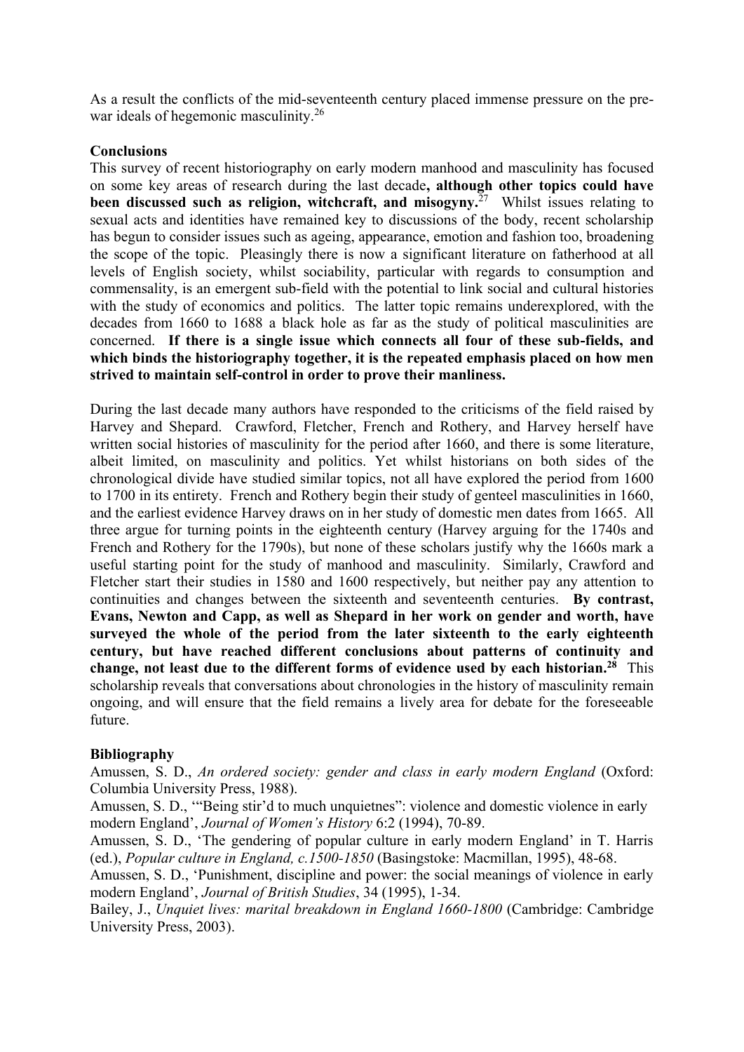As a result the conflicts of the mid-seventeenth century placed immense pressure on the pre-war ideals of hegemonic masculinity.[26]

**Conclusions**

This survey of recent historiography on early modern manhood and masculinity has focused on some key areas of research during the last decade**, although other topics could have been discussed such as religion, witchcraft, and misogyny.**[27] Whilst issues relating to sexual acts and identities have remained key to discussions of the body, recent scholarship has begun to consider issues such as ageing, appearance, emotion and fashion too, broadening the scope of the topic. Pleasingly there is now a significant literature on fatherhood at all levels of English society, whilst sociability, particular with regards to consumption and commensality, is an emergent sub-field with the potential to link social and cultural histories with the study of economics and politics. The latter topic remains underexplored, with the decades from 1660 to 1688 a black hole as far as the study of political masculinities are concerned. **If there is a single issue which connects all four of these sub-fields, and which binds the historiography together, it is the repeated emphasis placed on how men strived to maintain self-control in order to prove their manliness.**

During the last decade many authors have responded to the criticisms of the field raised by Harvey and Shepard. Crawford, Fletcher, French and Rothery, and Harvey herself have written social histories of masculinity for the period after 1660, and there is some literature, albeit limited, on masculinity and politics. Yet whilst historians on both sides of the chronological divide have studied similar topics, not all have explored the period from 1600 to 1700 in its entirety. French and Rothery begin their study of genteel masculinities in 1660, and the earliest evidence Harvey draws on in her study of domestic men dates from 1665. All three argue for turning points in the eighteenth century (Harvey arguing for the 1740s and French and Rothery for the 1790s), but none of these scholars justify why the 1660s mark a useful starting point for the study of manhood and masculinity. Similarly, Crawford and Fletcher start their studies in 1580 and 1600 respectively, but neither pay any attention to continuities and changes between the sixteenth and seventeenth centuries. **By contrast, Evans, Newton and Capp, as well as Shepard in her work on gender and worth, have surveyed the whole of the period from the later sixteenth to the early eighteenth century, but have reached different conclusions about patterns of continuity and change, not least due to the different forms of evidence used by each historian.[28]** This scholarship reveals that conversations about chronologies in the history of masculinity remain ongoing, and will ensure that the field remains a lively area for debate for the foreseeable future.

**Bibliography**

Amussen, S. D., *An ordered society: gender and class in early modern England* (Oxford: Columbia University Press, 1988).

Amussen, S. D., '"Being stir'd to much unquietnes": violence and domestic violence in early modern England', *Journal of Women's History* 6:2 (1994), 70-89.

Amussen, S. D., 'The gendering of popular culture in early modern England' in T. Harris (ed.), *Popular culture in England, c.1500-1850* (Basingstoke: Macmillan, 1995), 48-68.

Amussen, S. D., 'Punishment, discipline and power: the social meanings of violence in early modern England', *Journal of British Studies*, 34 (1995), 1-34.

Bailey, J., *Unquiet lives: marital breakdown in England 1660-1800* (Cambridge: Cambridge University Press, 2003).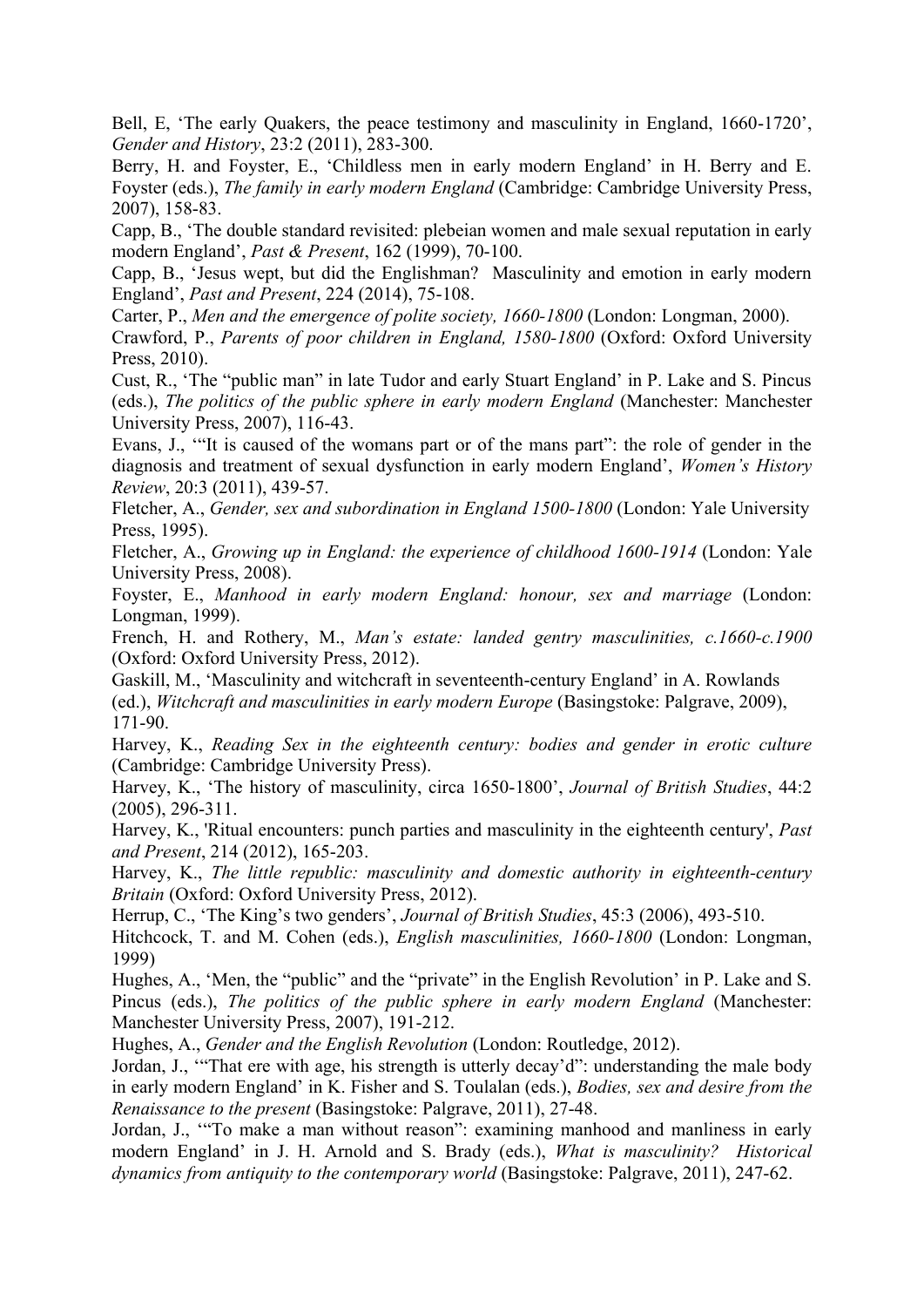Bell, E, 'The early Quakers, the peace testimony and masculinity in England, 1660-1720', *Gender and History*, 23:2 (2011), 283-300.

Berry, H. and Foyster, E., 'Childless men in early modern England' in H. Berry and E. Foyster (eds.), *The family in early modern England* (Cambridge: Cambridge University Press, 2007), 158-83.

Capp, B., 'The double standard revisited: plebeian women and male sexual reputation in early modern England', *Past & Present*, 162 (1999), 70-100.

Capp, B., 'Jesus wept, but did the Englishman? Masculinity and emotion in early modern England', *Past and Present*, 224 (2014), 75-108.

Carter, P., *Men and the emergence of polite society, 1660-1800* (London: Longman, 2000).

Crawford, P., *Parents of poor children in England, 1580-1800* (Oxford: Oxford University Press, 2010).

Cust, R., 'The "public man" in late Tudor and early Stuart England' in P. Lake and S. Pincus (eds.), *The politics of the public sphere in early modern England* (Manchester: Manchester University Press, 2007), 116-43.

Evans, J., '"It is caused of the womans part or of the mans part": the role of gender in the diagnosis and treatment of sexual dysfunction in early modern England', *Women's History Review*, 20:3 (2011), 439-57.

Fletcher, A., *Gender, sex and subordination in England 1500-1800* (London: Yale University Press, 1995).

Fletcher, A., *Growing up in England: the experience of childhood 1600-1914* (London: Yale University Press, 2008).

Foyster, E., *Manhood in early modern England: honour, sex and marriage* (London: Longman, 1999).

French, H. and Rothery, M., *Man's estate: landed gentry masculinities, c.1660-c.1900* (Oxford: Oxford University Press, 2012).

Gaskill, M., 'Masculinity and witchcraft in seventeenth-century England' in A. Rowlands (ed.), *Witchcraft and masculinities in early modern Europe* (Basingstoke: Palgrave, 2009), 171-90.

Harvey, K., *Reading Sex in the eighteenth century: bodies and gender in erotic culture* (Cambridge: Cambridge University Press).

Harvey, K., 'The history of masculinity, circa 1650-1800', *Journal of British Studies*, 44:2 (2005), 296-311.

Harvey, K., 'Ritual encounters: punch parties and masculinity in the eighteenth century', *Past and Present*, 214 (2012), 165-203.

Harvey, K., *The little republic: masculinity and domestic authority in eighteenth-century Britain* (Oxford: Oxford University Press, 2012).

Herrup, C., 'The King's two genders', *Journal of British Studies*, 45:3 (2006), 493-510.

Hitchcock, T. and M. Cohen (eds.), *English masculinities, 1660-1800* (London: Longman, 1999)

Hughes, A., 'Men, the "public" and the "private" in the English Revolution' in P. Lake and S. Pincus (eds.), *The politics of the public sphere in early modern England* (Manchester: Manchester University Press, 2007), 191-212.

Hughes, A., *Gender and the English Revolution* (London: Routledge, 2012).

Jordan, J., '"That ere with age, his strength is utterly decay'd": understanding the male body in early modern England' in K. Fisher and S. Toulalan (eds.), *Bodies, sex and desire from the Renaissance to the present* (Basingstoke: Palgrave, 2011), 27-48.

Jordan, J., '"To make a man without reason": examining manhood and manliness in early modern England' in J. H. Arnold and S. Brady (eds.), *What is masculinity? Historical dynamics from antiquity to the contemporary world* (Basingstoke: Palgrave, 2011), 247-62.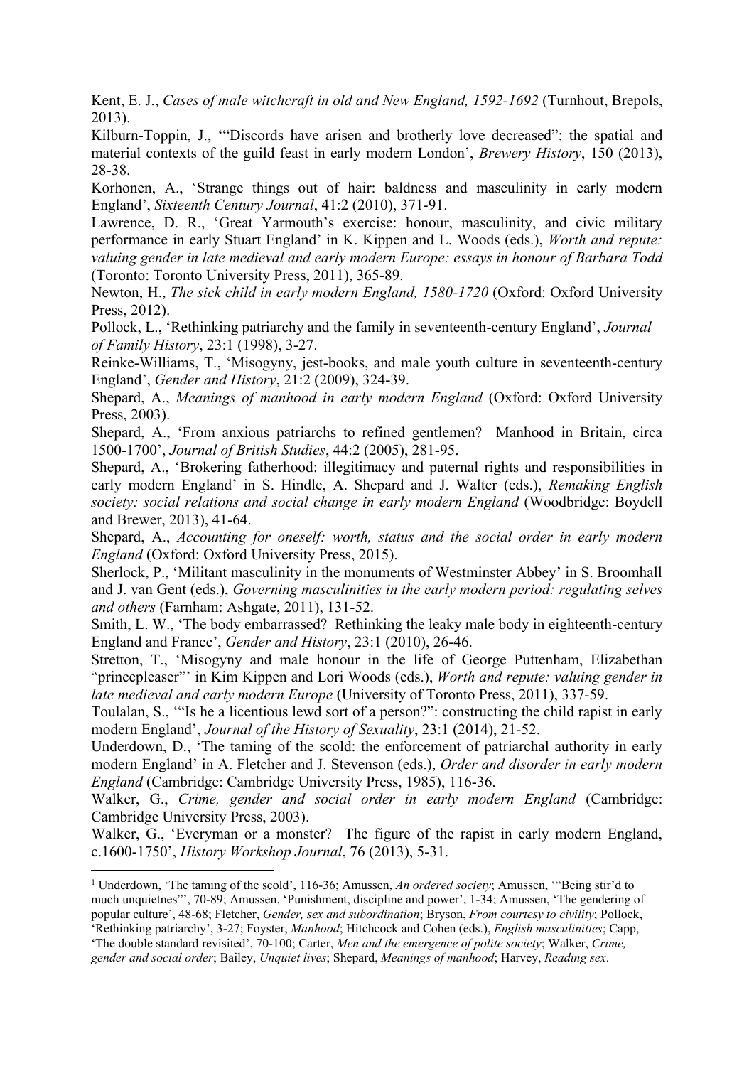Kent, E. J., *Cases of male witchcraft in old and New England, 1592-1692* (Turnhout, Brepols, 2013).

Kilburn-Toppin, J., '"Discords have arisen and brotherly love decreased": the spatial and material contexts of the guild feast in early modern London', *Brewery History*, 150 (2013), 28-38.

Korhonen, A., 'Strange things out of hair: baldness and masculinity in early modern England', *Sixteenth Century Journal*, 41:2 (2010), 371-91.

Lawrence, D. R., 'Great Yarmouth's exercise: honour, masculinity, and civic military performance in early Stuart England' in K. Kippen and L. Woods (eds.), *Worth and repute: valuing gender in late medieval and early modern Europe: essays in honour of Barbara Todd* (Toronto: Toronto University Press, 2011), 365-89.

Newton, H., *The sick child in early modern England, 1580-1720* (Oxford: Oxford University Press, 2012).

Pollock, L., 'Rethinking patriarchy and the family in seventeenth-century England', *Journal of Family History*, 23:1 (1998), 3-27.

Reinke-Williams, T., 'Misogyny, jest-books, and male youth culture in seventeenth-century England', *Gender and History*, 21:2 (2009), 324-39.

Shepard, A., *Meanings of manhood in early modern England* (Oxford: Oxford University Press, 2003).

Shepard, A., 'From anxious patriarchs to refined gentlemen? Manhood in Britain, circa 1500-1700', *Journal of British Studies*, 44:2 (2005), 281-95.

Shepard, A., 'Brokering fatherhood: illegitimacy and paternal rights and responsibilities in early modern England' in S. Hindle, A. Shepard and J. Walter (eds.), *Remaking English society: social relations and social change in early modern England* (Woodbridge: Boydell and Brewer, 2013), 41-64.

Shepard, A., *Accounting for oneself: worth, status and the social order in early modern England* (Oxford: Oxford University Press, 2015).

Sherlock, P., 'Militant masculinity in the monuments of Westminster Abbey' in S. Broomhall and J. van Gent (eds.), *Governing masculinities in the early modern period: regulating selves and others* (Farnham: Ashgate, 2011), 131-52.

Smith, L. W., 'The body embarrassed? Rethinking the leaky male body in eighteenth-century England and France', *Gender and History*, 23:1 (2010), 26-46.

Stretton, T., 'Misogyny and male honour in the life of George Puttenham, Elizabethan "princepleaser"' in Kim Kippen and Lori Woods (eds.), *Worth and repute: valuing gender in late medieval and early modern Europe* (University of Toronto Press, 2011), 337-59.

Toulalan, S., '"Is he a licentious lewd sort of a person?": constructing the child rapist in early modern England', *Journal of the History of Sexuality*, 23:1 (2014), 21-52.

Underdown, D., 'The taming of the scold: the enforcement of patriarchal authority in early modern England' in A. Fletcher and J. Stevenson (eds.), *Order and disorder in early modern England* (Cambridge: Cambridge University Press, 1985), 116-36.

Walker, G., *Crime, gender and social order in early modern England* (Cambridge: Cambridge University Press, 2003).

Walker, G., 'Everyman or a monster? The figure of the rapist in early modern England, c.1600-1750', *History Workshop Journal*, 76 (2013), 5-31.

---

[1] Underdown, 'The taming of the scold', 116-36; Amussen, *An ordered society*; Amussen, '"Being stir'd to much unquietnes"', 70-89; Amussen, 'Punishment, discipline and power', 1-34; Amussen, 'The gendering of popular culture', 48-68; Fletcher, *Gender, sex and subordination*; Bryson, *From courtesy to civility*; Pollock, 'Rethinking patriarchy', 3-27; Foyster, *Manhood*; Hitchcock and Cohen (eds.), *English masculinities*; Capp, 'The double standard revisited', 70-100; Carter, *Men and the emergence of polite society*; Walker, *Crime, gender and social order*; Bailey, *Unquiet lives*; Shepard, *Meanings of manhood*; Harvey, *Reading sex*.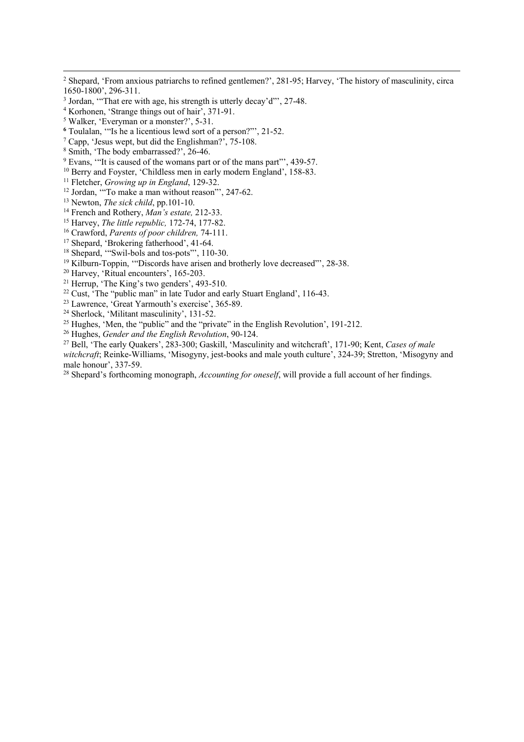[2] Shepard, 'From anxious patriarchs to refined gentlemen?', 281-95; Harvey, 'The history of masculinity, circa 1650-1800', 296-311.

[3] Jordan, '"That ere with age, his strength is utterly decay'd"', 27-48.

[4] Korhonen, 'Strange things out of hair', 371-91.

[5] Walker, 'Everyman or a monster?', 5-31.

[6] Toulalan, '"Is he a licentious lewd sort of a person?"', 21-52.

[7] Capp, 'Jesus wept, but did the Englishman?', 75-108.

[8] Smith, 'The body embarrassed?', 26-46.

[9] Evans, '"It is caused of the womans part or of the mans part"', 439-57.

[10] Berry and Foyster, 'Childless men in early modern England', 158-83.

[11] Fletcher, *Growing up in England*, 129-32.

[12] Jordan, '"To make a man without reason"', 247-62.

[13] Newton, *The sick child*, pp.101-10.

[14] French and Rothery, *Man's estate,* 212-33.

[15] Harvey, *The little republic,* 172-74, 177-82.

[16] Crawford, *Parents of poor children,* 74-111.

[17] Shepard, 'Brokering fatherhood', 41-64.

[18] Shepard, '"Swil-bols and tos-pots"', 110-30.

[19] Kilburn-Toppin, '"Discords have arisen and brotherly love decreased"', 28-38.

[20] Harvey, 'Ritual encounters', 165-203.

[21] Herrup, 'The King's two genders', 493-510.

[22] Cust, 'The "public man" in late Tudor and early Stuart England', 116-43.

[23] Lawrence, 'Great Yarmouth's exercise', 365-89.

[24] Sherlock, 'Militant masculinity', 131-52.

[25] Hughes, 'Men, the "public" and the "private" in the English Revolution', 191-212.

[26] Hughes, *Gender and the English Revolution*, 90-124.

[27] Bell, 'The early Quakers', 283-300; Gaskill, 'Masculinity and witchcraft', 171-90; Kent, *Cases of male witchcraft*; Reinke-Williams, 'Misogyny, jest-books and male youth culture', 324-39; Stretton, 'Misogyny and male honour', 337-59.

[28] Shepard's forthcoming monograph, *Accounting for oneself*, will provide a full account of her findings.